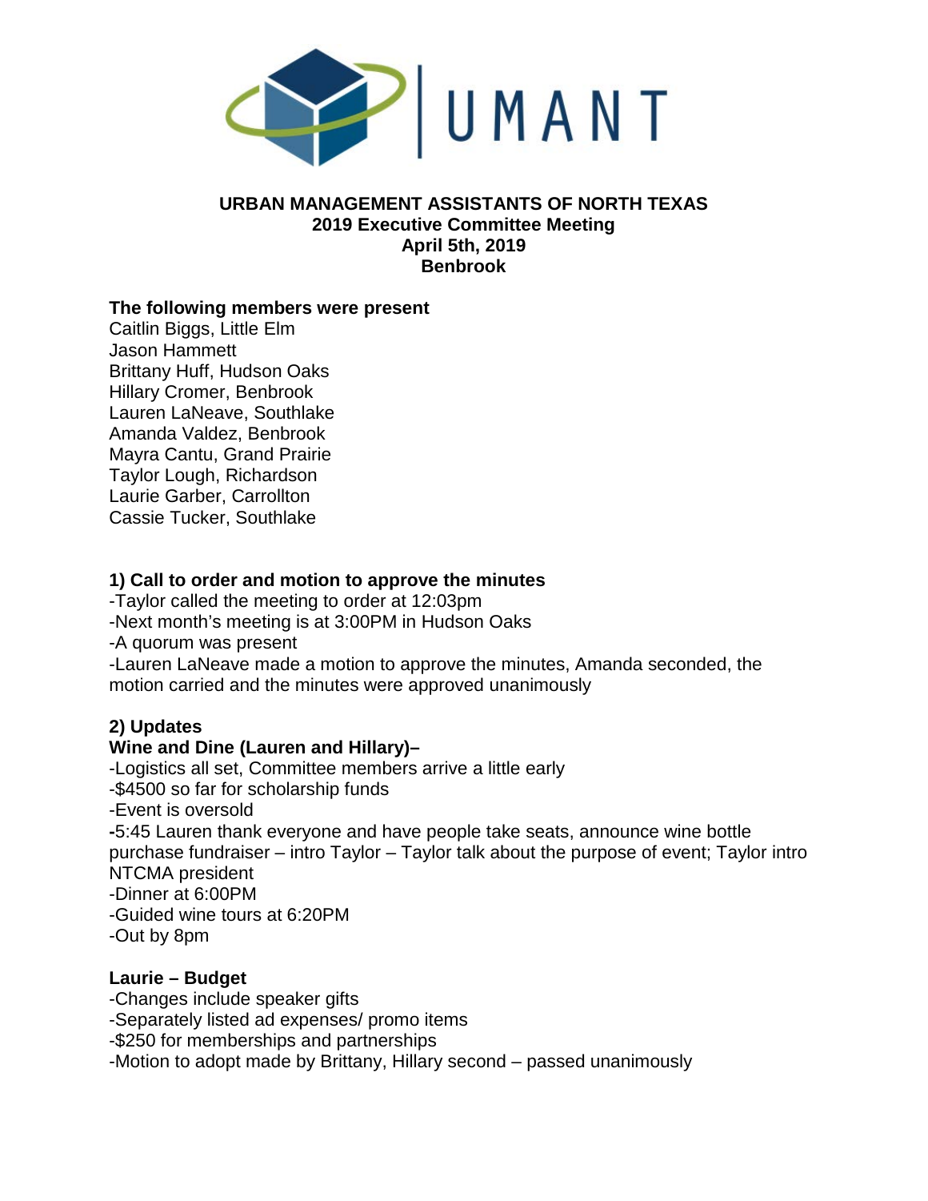# URBAN MANAGEMENT ASSISTANTS OF NORTH TEXAS

**2019 Executive Committee Meeting**
**April 5th, 2019**
**Benbrook**

**The following members were present**

Caitlin Biggs, Little Elm
Jason Hammett
Brittany Huff, Hudson Oaks
Hillary Cromer, Benbrook
Lauren LaNeave, Southlake
Amanda Valdez, Benbrook
Mayra Cantu, Grand Prairie
Taylor Lough, Richardson
Laurie Garber, Carrollton
Cassie Tucker, Southlake

**1) Call to order and motion to approve the minutes**

-Taylor called the meeting to order at 12:03pm
-Next month's meeting is at 3:00PM in Hudson Oaks
-A quorum was present
-Lauren LaNeave made a motion to approve the minutes, Amanda seconded, the motion carried and the minutes were approved unanimously

**2) Updates**

**Wine and Dine (Lauren and Hillary)–**

-Logistics all set, Committee members arrive a little early
-$4500 so far for scholarship funds
-Event is oversold
**-**5:45 Lauren thank everyone and have people take seats, announce wine bottle purchase fundraiser – intro Taylor – Taylor talk about the purpose of event; Taylor intro NTCMA president
-Dinner at 6:00PM
-Guided wine tours at 6:20PM
-Out by 8pm

**Laurie – Budget**

-Changes include speaker gifts
-Separately listed ad expenses/ promo items
-$250 for memberships and partnerships
-Motion to adopt made by Brittany, Hillary second – passed unanimously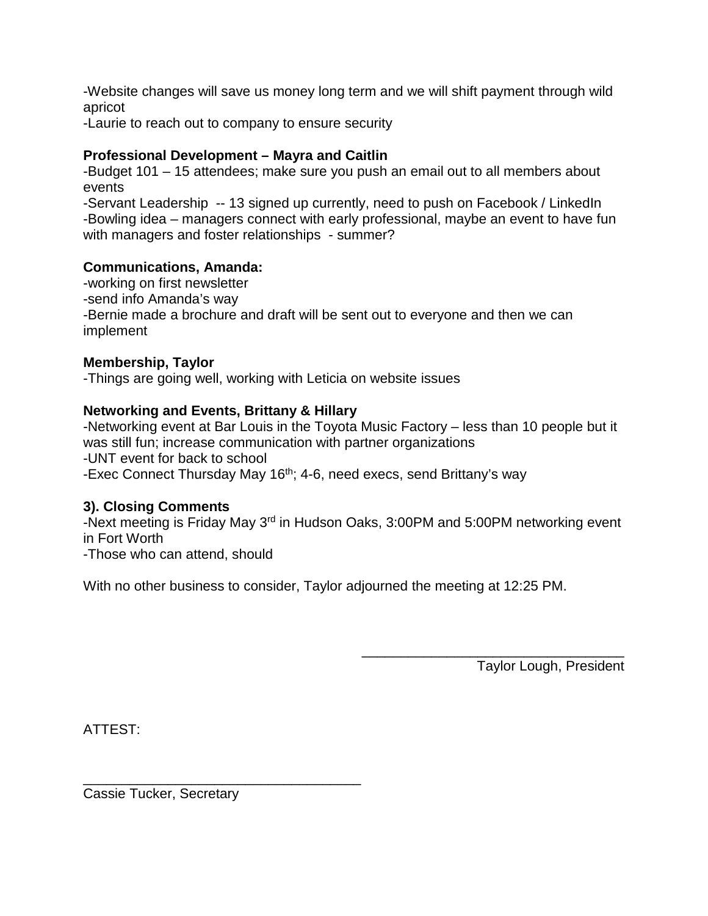-Website changes will save us money long term and we will shift payment through wild apricot

-Laurie to reach out to company to ensure security

**Professional Development – Mayra and Caitlin**

-Budget 101 – 15 attendees; make sure you push an email out to all members about events

-Servant Leadership -- 13 signed up currently, need to push on Facebook / LinkedIn

-Bowling idea – managers connect with early professional, maybe an event to have fun with managers and foster relationships - summer?

**Communications, Amanda:**

-working on first newsletter

-send info Amanda's way

-Bernie made a brochure and draft will be sent out to everyone and then we can implement

**Membership, Taylor**

-Things are going well, working with Leticia on website issues

**Networking and Events, Brittany & Hillary**

-Networking event at Bar Louis in the Toyota Music Factory – less than 10 people but it was still fun; increase communication with partner organizations

-UNT event for back to school

-Exec Connect Thursday May 16th; 4-6, need execs, send Brittany's way

**3). Closing Comments**

-Next meeting is Friday May 3rd in Hudson Oaks, 3:00PM and 5:00PM networking event in Fort Worth

-Those who can attend, should

With no other business to consider, Taylor adjourned the meeting at 12:25 PM.

\_\_\_\_\_\_\_\_\_\_\_\_\_\_\_\_\_\_\_\_\_\_\_\_\_\_\_\_\_\_\_\_\_\_\_

Taylor Lough, President

ATTEST:

\_\_\_\_\_\_\_\_\_\_\_\_\_\_\_\_\_\_\_\_\_\_\_\_\_\_\_\_\_\_\_\_\_\_\_

Cassie Tucker, Secretary